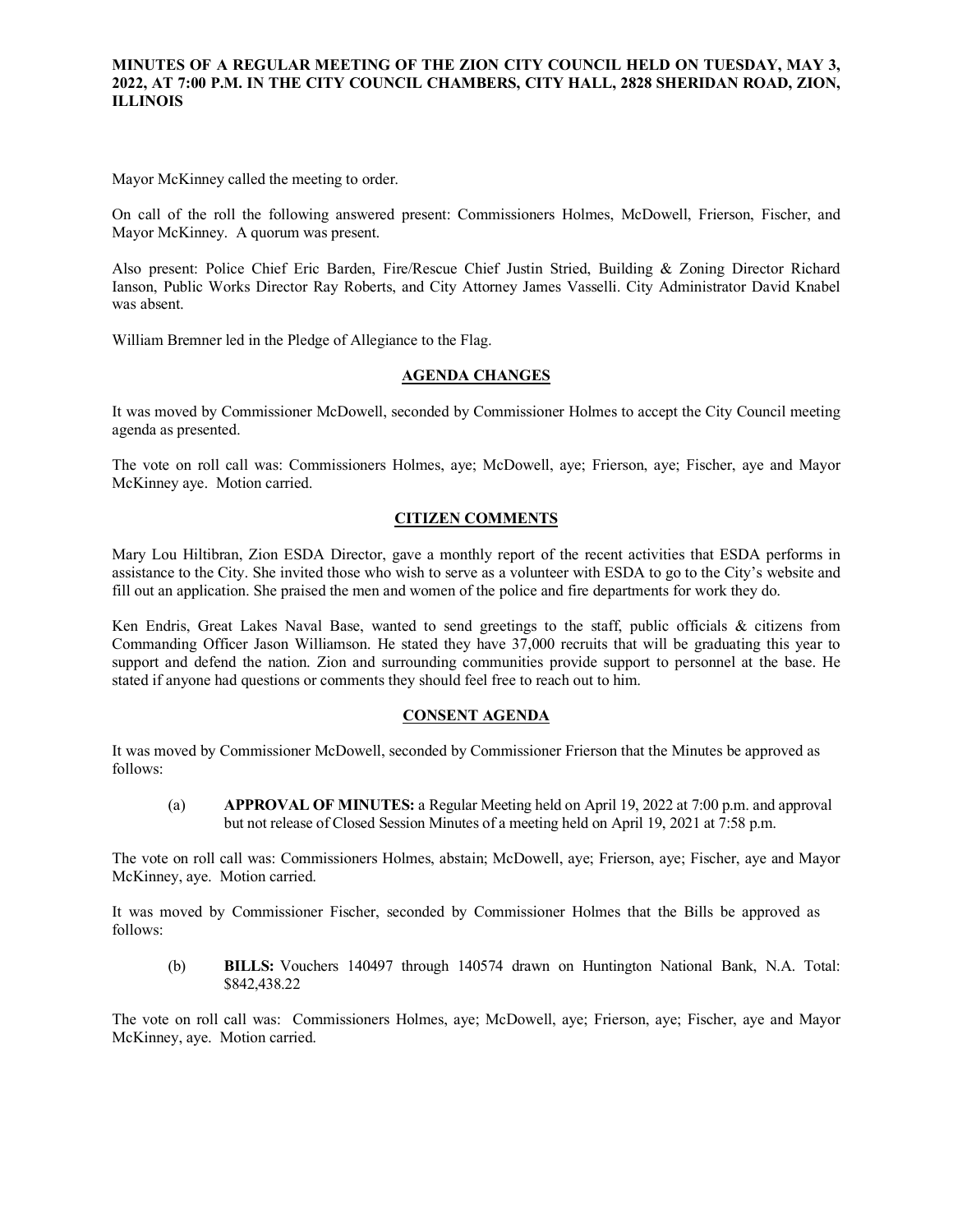**MINUTES OF A REGULAR MEETING OF THE ZION CITY COUNCIL HELD ON TUESDAY, MAY 3, 2022, AT 7:00 P.M. IN THE CITY COUNCIL CHAMBERS, CITY HALL, 2828 SHERIDAN ROAD, ZION, ILLINOIS**

Mayor McKinney called the meeting to order.

On call of the roll the following answered present: Commissioners Holmes, McDowell, Frierson, Fischer, and Mayor McKinney. A quorum was present.

Also present: Police Chief Eric Barden, Fire/Rescue Chief Justin Stried, Building & Zoning Director Richard Ianson, Public Works Director Ray Roberts, and City Attorney James Vasselli. City Administrator David Knabel was absent.

William Bremner led in the Pledge of Allegiance to the Flag.

## AGENDA CHANGES

It was moved by Commissioner McDowell, seconded by Commissioner Holmes to accept the City Council meeting agenda as presented.

The vote on roll call was: Commissioners Holmes, aye; McDowell, aye; Frierson, aye; Fischer, aye and Mayor McKinney aye. Motion carried.

## CITIZEN COMMENTS

Mary Lou Hiltibran, Zion ESDA Director, gave a monthly report of the recent activities that ESDA performs in assistance to the City. She invited those who wish to serve as a volunteer with ESDA to go to the City's website and fill out an application. She praised the men and women of the police and fire departments for work they do.

Ken Endris, Great Lakes Naval Base, wanted to send greetings to the staff, public officials & citizens from Commanding Officer Jason Williamson. He stated they have 37,000 recruits that will be graduating this year to support and defend the nation. Zion and surrounding communities provide support to personnel at the base. He stated if anyone had questions or comments they should feel free to reach out to him.

## CONSENT AGENDA

It was moved by Commissioner McDowell, seconded by Commissioner Frierson that the Minutes be approved as follows:

(a) **APPROVAL OF MINUTES:** a Regular Meeting held on April 19, 2022 at 7:00 p.m. and approval but not release of Closed Session Minutes of a meeting held on April 19, 2021 at 7:58 p.m.

The vote on roll call was: Commissioners Holmes, abstain; McDowell, aye; Frierson, aye; Fischer, aye and Mayor McKinney, aye. Motion carried.

It was moved by Commissioner Fischer, seconded by Commissioner Holmes that the Bills be approved as follows:

(b) **BILLS:** Vouchers 140497 through 140574 drawn on Huntington National Bank, N.A. Total: $842,438.22

The vote on roll call was: Commissioners Holmes, aye; McDowell, aye; Frierson, aye; Fischer, aye and Mayor McKinney, aye. Motion carried.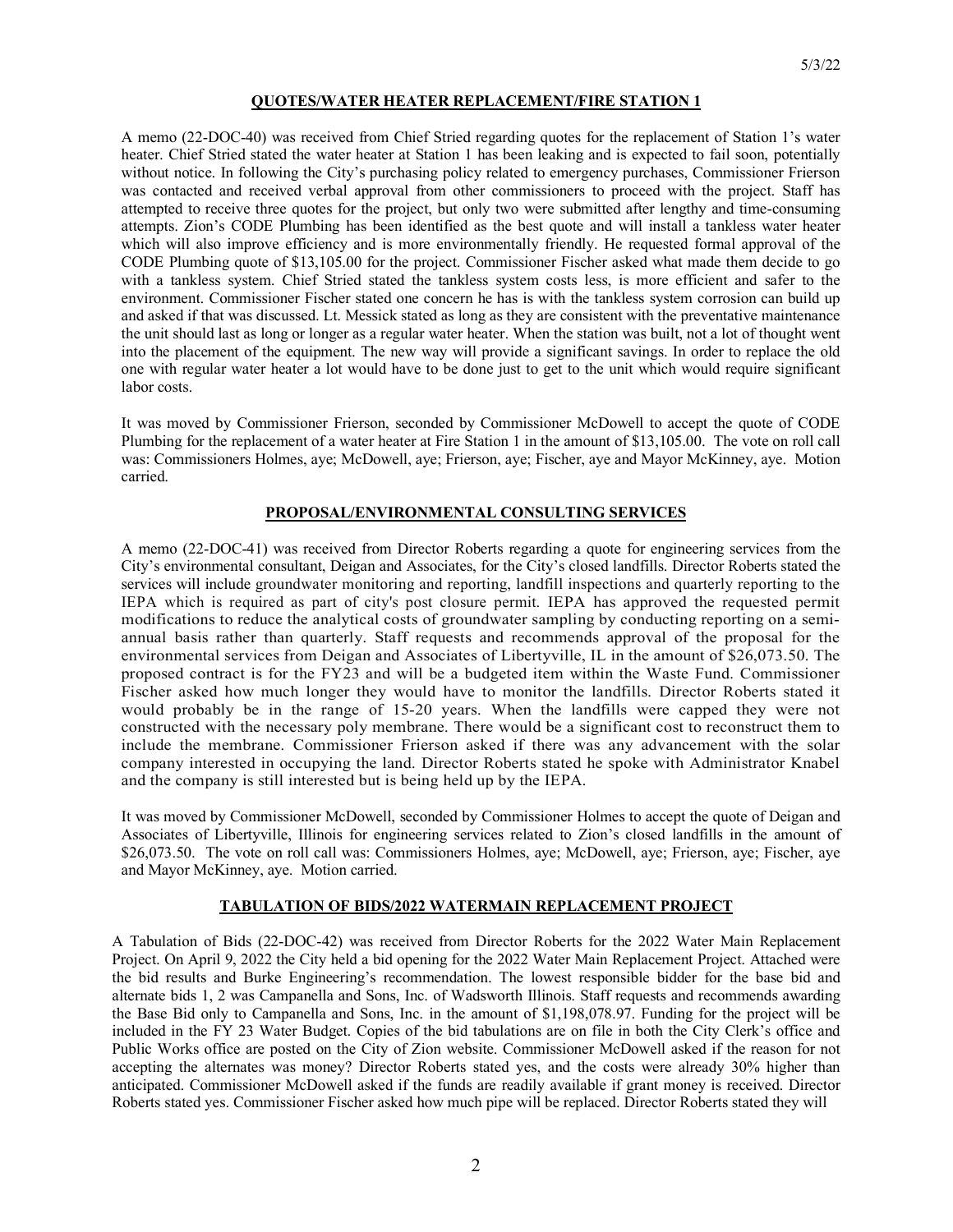## QUOTES/WATER HEATER REPLACEMENT/FIRE STATION 1

A memo (22-DOC-40) was received from Chief Stried regarding quotes for the replacement of Station 1's water heater. Chief Stried stated the water heater at Station 1 has been leaking and is expected to fail soon, potentially without notice. In following the City's purchasing policy related to emergency purchases, Commissioner Frierson was contacted and received verbal approval from other commissioners to proceed with the project. Staff has attempted to receive three quotes for the project, but only two were submitted after lengthy and time-consuming attempts. Zion's CODE Plumbing has been identified as the best quote and will install a tankless water heater which will also improve efficiency and is more environmentally friendly. He requested formal approval of the CODE Plumbing quote of $13,105.00 for the project. Commissioner Fischer asked what made them decide to go with a tankless system. Chief Stried stated the tankless system costs less, is more efficient and safer to the environment. Commissioner Fischer stated one concern he has is with the tankless system corrosion can build up and asked if that was discussed. Lt. Messick stated as long as they are consistent with the preventative maintenance the unit should last as long or longer as a regular water heater. When the station was built, not a lot of thought went into the placement of the equipment. The new way will provide a significant savings. In order to replace the old one with regular water heater a lot would have to be done just to get to the unit which would require significant labor costs.

It was moved by Commissioner Frierson, seconded by Commissioner McDowell to accept the quote of CODE Plumbing for the replacement of a water heater at Fire Station 1 in the amount of $13,105.00. The vote on roll call was: Commissioners Holmes, aye; McDowell, aye; Frierson, aye; Fischer, aye and Mayor McKinney, aye. Motion carried.

## PROPOSAL/ENVIRONMENTAL CONSULTING SERVICES

A memo (22-DOC-41) was received from Director Roberts regarding a quote for engineering services from the City's environmental consultant, Deigan and Associates, for the City's closed landfills. Director Roberts stated the services will include groundwater monitoring and reporting, landfill inspections and quarterly reporting to the IEPA which is required as part of city's post closure permit. IEPA has approved the requested permit modifications to reduce the analytical costs of groundwater sampling by conducting reporting on a semi-annual basis rather than quarterly. Staff requests and recommends approval of the proposal for the environmental services from Deigan and Associates of Libertyville, IL in the amount of $26,073.50. The proposed contract is for the FY23 and will be a budgeted item within the Waste Fund. Commissioner Fischer asked how much longer they would have to monitor the landfills. Director Roberts stated it would probably be in the range of 15-20 years. When the landfills were capped they were not constructed with the necessary poly membrane. There would be a significant cost to reconstruct them to include the membrane. Commissioner Frierson asked if there was any advancement with the solar company interested in occupying the land. Director Roberts stated he spoke with Administrator Knabel and the company is still interested but is being held up by the IEPA.

It was moved by Commissioner McDowell, seconded by Commissioner Holmes to accept the quote of Deigan and Associates of Libertyville, Illinois for engineering services related to Zion's closed landfills in the amount of $26,073.50. The vote on roll call was: Commissioners Holmes, aye; McDowell, aye; Frierson, aye; Fischer, aye and Mayor McKinney, aye. Motion carried.

## TABULATION OF BIDS/2022 WATERMAIN REPLACEMENT PROJECT

A Tabulation of Bids (22-DOC-42) was received from Director Roberts for the 2022 Water Main Replacement Project. On April 9, 2022 the City held a bid opening for the 2022 Water Main Replacement Project. Attached were the bid results and Burke Engineering's recommendation. The lowest responsible bidder for the base bid and alternate bids 1, 2 was Campanella and Sons, Inc. of Wadsworth Illinois. Staff requests and recommends awarding the Base Bid only to Campanella and Sons, Inc. in the amount of $1,198,078.97. Funding for the project will be included in the FY 23 Water Budget. Copies of the bid tabulations are on file in both the City Clerk's office and Public Works office are posted on the City of Zion website. Commissioner McDowell asked if the reason for not accepting the alternates was money? Director Roberts stated yes, and the costs were already 30% higher than anticipated. Commissioner McDowell asked if the funds are readily available if grant money is received. Director Roberts stated yes. Commissioner Fischer asked how much pipe will be replaced. Director Roberts stated they will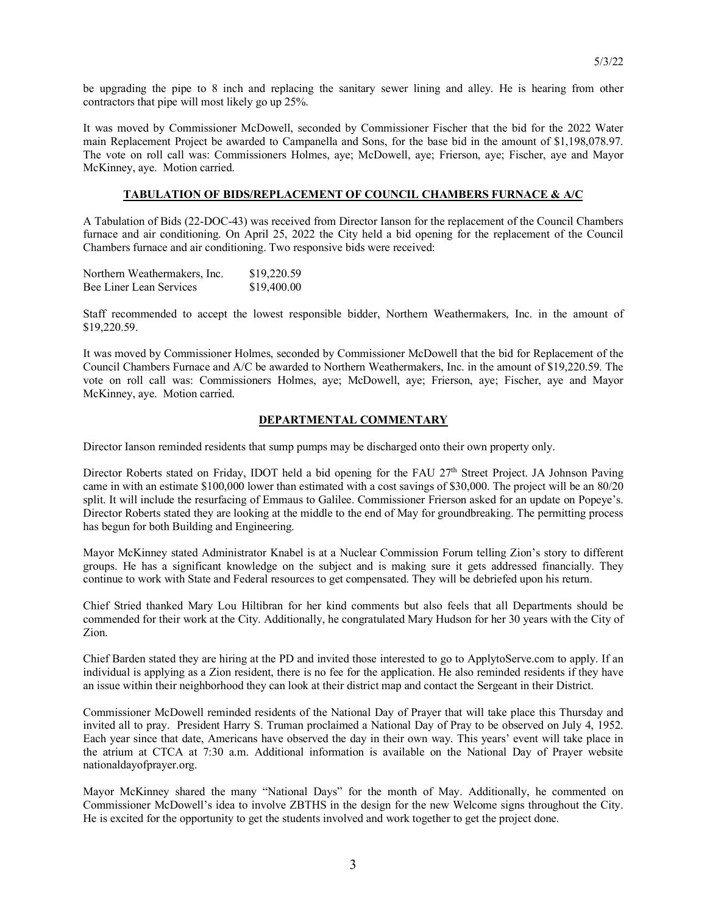be upgrading the pipe to 8 inch and replacing the sanitary sewer lining and alley. He is hearing from other contractors that pipe will most likely go up 25%.

It was moved by Commissioner McDowell, seconded by Commissioner Fischer that the bid for the 2022 Water main Replacement Project be awarded to Campanella and Sons, for the base bid in the amount of $1,198,078.97. The vote on roll call was: Commissioners Holmes, aye; McDowell, aye; Frierson, aye; Fischer, aye and Mayor McKinney, aye. Motion carried.

## TABULATION OF BIDS/REPLACEMENT OF COUNCIL CHAMBERS FURNACE & A/C

A Tabulation of Bids (22-DOC-43) was received from Director Ianson for the replacement of the Council Chambers furnace and air conditioning. On April 25, 2022 the City held a bid opening for the replacement of the Council Chambers furnace and air conditioning. Two responsive bids were received:

| | |
|---|---|
| Northern Weathermakers, Inc. | $19,220.59 |
| Bee Liner Lean Services | $19,400.00 |

Staff recommended to accept the lowest responsible bidder, Northern Weathermakers, Inc. in the amount of $19,220.59.

It was moved by Commissioner Holmes, seconded by Commissioner McDowell that the bid for Replacement of the Council Chambers Furnace and A/C be awarded to Northern Weathermakers, Inc. in the amount of $19,220.59. The vote on roll call was: Commissioners Holmes, aye; McDowell, aye; Frierson, aye; Fischer, aye and Mayor McKinney, aye. Motion carried.

## DEPARTMENTAL COMMENTARY

Director Ianson reminded residents that sump pumps may be discharged onto their own property only.

Director Roberts stated on Friday, IDOT held a bid opening for the FAU 27th Street Project. JA Johnson Paving came in with an estimate $100,000 lower than estimated with a cost savings of $30,000. The project will be an 80/20 split. It will include the resurfacing of Emmaus to Galilee. Commissioner Frierson asked for an update on Popeye's. Director Roberts stated they are looking at the middle to the end of May for groundbreaking. The permitting process has begun for both Building and Engineering.

Mayor McKinney stated Administrator Knabel is at a Nuclear Commission Forum telling Zion's story to different groups. He has a significant knowledge on the subject and is making sure it gets addressed financially. They continue to work with State and Federal resources to get compensated. They will be debriefed upon his return.

Chief Stried thanked Mary Lou Hiltibran for her kind comments but also feels that all Departments should be commended for their work at the City. Additionally, he congratulated Mary Hudson for her 30 years with the City of Zion.

Chief Barden stated they are hiring at the PD and invited those interested to go to ApplytoServe.com to apply. If an individual is applying as a Zion resident, there is no fee for the application. He also reminded residents if they have an issue within their neighborhood they can look at their district map and contact the Sergeant in their District.

Commissioner McDowell reminded residents of the National Day of Prayer that will take place this Thursday and invited all to pray. President Harry S. Truman proclaimed a National Day of Pray to be observed on July 4, 1952. Each year since that date, Americans have observed the day in their own way. This years' event will take place in the atrium at CTCA at 7:30 a.m. Additional information is available on the National Day of Prayer website nationaldayofprayer.org.

Mayor McKinney shared the many "National Days" for the month of May. Additionally, he commented on Commissioner McDowell's idea to involve ZBTHS in the design for the new Welcome signs throughout the City. He is excited for the opportunity to get the students involved and work together to get the project done.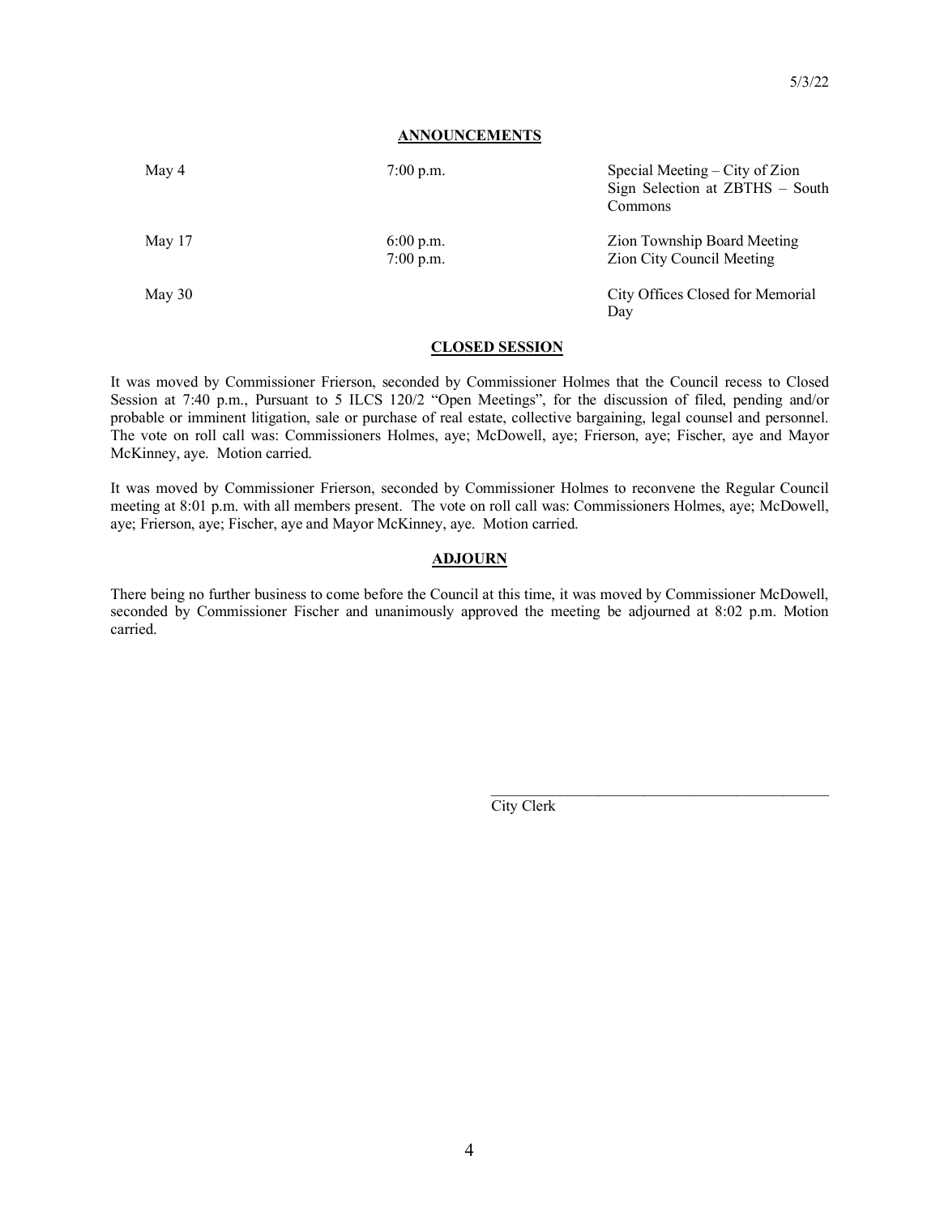5/3/22

## ANNOUNCEMENTS

| | | |
|---|---|---|
| May 4 | 7:00 p.m. | Special Meeting – City of Zion Sign Selection at ZBTHS – South Commons |
| May 17 | 6:00 p.m.<br>7:00 p.m. | Zion Township Board Meeting<br>Zion City Council Meeting |
| May 30 | | City Offices Closed for Memorial Day |

## CLOSED SESSION

It was moved by Commissioner Frierson, seconded by Commissioner Holmes that the Council recess to Closed Session at 7:40 p.m., Pursuant to 5 ILCS 120/2 "Open Meetings", for the discussion of filed, pending and/or probable or imminent litigation, sale or purchase of real estate, collective bargaining, legal counsel and personnel. The vote on roll call was: Commissioners Holmes, aye; McDowell, aye; Frierson, aye; Fischer, aye and Mayor McKinney, aye. Motion carried.

It was moved by Commissioner Frierson, seconded by Commissioner Holmes to reconvene the Regular Council meeting at 8:01 p.m. with all members present. The vote on roll call was: Commissioners Holmes, aye; McDowell, aye; Frierson, aye; Fischer, aye and Mayor McKinney, aye. Motion carried.

## ADJOURN

There being no further business to come before the Council at this time, it was moved by Commissioner McDowell, seconded by Commissioner Fischer and unanimously approved the meeting be adjourned at 8:02 p.m. Motion carried.

\_\_\_\_\_\_\_\_\_\_\_\_\_\_\_\_\_\_\_\_\_\_\_\_\_\_\_\_\_\_\_\_\_\_\_\_\_\_\_\_\_\_\_\_

City Clerk